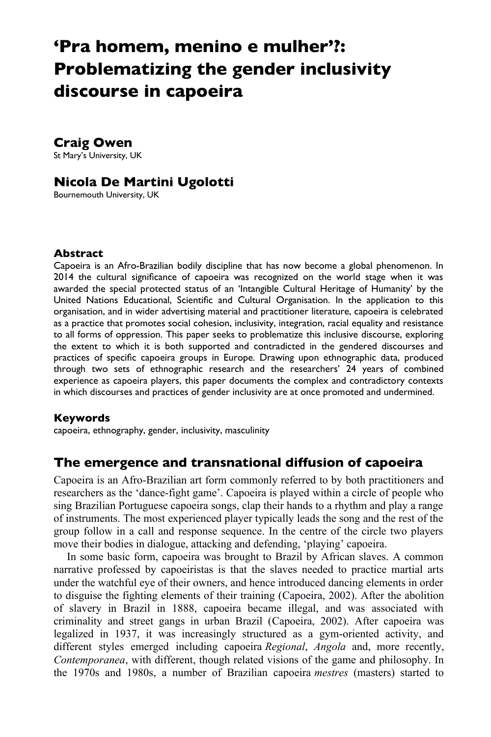# 'Pra homem, menino e mulher'?: Problematizing the gender inclusivity discourse in capoeira

**Craig Owen**
St Mary's University, UK

**Nicola De Martini Ugolotti**
Bournemouth University, UK

### Abstract

Capoeira is an Afro-Brazilian bodily discipline that has now become a global phenomenon. In 2014 the cultural significance of capoeira was recognized on the world stage when it was awarded the special protected status of an 'Intangible Cultural Heritage of Humanity' by the United Nations Educational, Scientific and Cultural Organisation. In the application to this organisation, and in wider advertising material and practitioner literature, capoeira is celebrated as a practice that promotes social cohesion, inclusivity, integration, racial equality and resistance to all forms of oppression. This paper seeks to problematize this inclusive discourse, exploring the extent to which it is both supported and contradicted in the gendered discourses and practices of specific capoeira groups in Europe. Drawing upon ethnographic data, produced through two sets of ethnographic research and the researchers' 24 years of combined experience as capoeira players, this paper documents the complex and contradictory contexts in which discourses and practices of gender inclusivity are at once promoted and undermined.

### Keywords

capoeira, ethnography, gender, inclusivity, masculinity

## The emergence and transnational diffusion of capoeira

Capoeira is an Afro-Brazilian art form commonly referred to by both practitioners and researchers as the 'dance-fight game'. Capoeira is played within a circle of people who sing Brazilian Portuguese capoeira songs, clap their hands to a rhythm and play a range of instruments. The most experienced player typically leads the song and the rest of the group follow in a call and response sequence. In the centre of the circle two players move their bodies in dialogue, attacking and defending, 'playing' capoeira.

In some basic form, capoeira was brought to Brazil by African slaves. A common narrative professed by capoeiristas is that the slaves needed to practice martial arts under the watchful eye of their owners, and hence introduced dancing elements in order to disguise the fighting elements of their training (Capoeira, 2002). After the abolition of slavery in Brazil in 1888, capoeira became illegal, and was associated with criminality and street gangs in urban Brazil (Capoeira, 2002). After capoeira was legalized in 1937, it was increasingly structured as a gym-oriented activity, and different styles emerged including capoeira *Regional*, *Angola* and, more recently, *Contemporanea*, with different, though related visions of the game and philosophy. In the 1970s and 1980s, a number of Brazilian capoeira *mestres* (masters) started to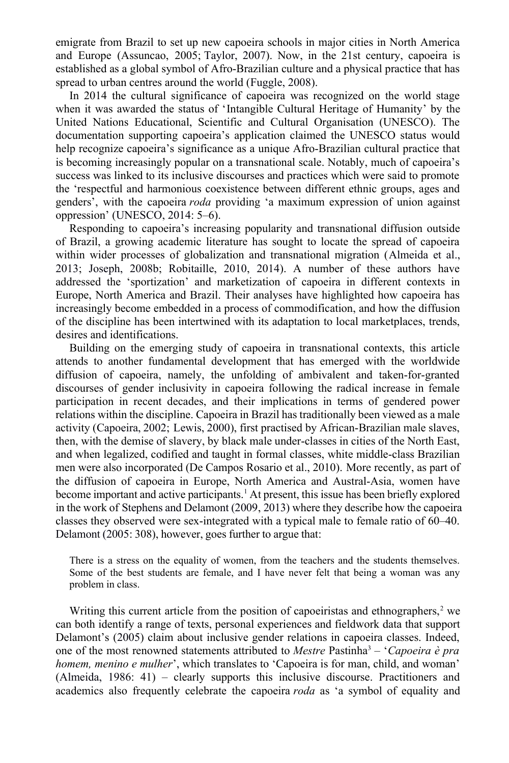emigrate from Brazil to set up new capoeira schools in major cities in North America and Europe (Assuncao, 2005; Taylor, 2007). Now, in the 21st century, capoeira is established as a global symbol of Afro-Brazilian culture and a physical practice that has spread to urban centres around the world (Fuggle, 2008).

In 2014 the cultural significance of capoeira was recognized on the world stage when it was awarded the status of 'Intangible Cultural Heritage of Humanity' by the United Nations Educational, Scientific and Cultural Organisation (UNESCO). The documentation supporting capoeira's application claimed the UNESCO status would help recognize capoeira's significance as a unique Afro-Brazilian cultural practice that is becoming increasingly popular on a transnational scale. Notably, much of capoeira's success was linked to its inclusive discourses and practices which were said to promote the 'respectful and harmonious coexistence between different ethnic groups, ages and genders', with the capoeira *roda* providing 'a maximum expression of union against oppression' (UNESCO, 2014: 5–6).

Responding to capoeira's increasing popularity and transnational diffusion outside of Brazil, a growing academic literature has sought to locate the spread of capoeira within wider processes of globalization and transnational migration (Almeida et al., 2013; Joseph, 2008b; Robitaille, 2010, 2014). A number of these authors have addressed the 'sportization' and marketization of capoeira in different contexts in Europe, North America and Brazil. Their analyses have highlighted how capoeira has increasingly become embedded in a process of commodification, and how the diffusion of the discipline has been intertwined with its adaptation to local marketplaces, trends, desires and identifications.

Building on the emerging study of capoeira in transnational contexts, this article attends to another fundamental development that has emerged with the worldwide diffusion of capoeira, namely, the unfolding of ambivalent and taken-for-granted discourses of gender inclusivity in capoeira following the radical increase in female participation in recent decades, and their implications in terms of gendered power relations within the discipline. Capoeira in Brazil has traditionally been viewed as a male activity (Capoeira, 2002; Lewis, 2000), first practised by African-Brazilian male slaves, then, with the demise of slavery, by black male under-classes in cities of the North East, and when legalized, codified and taught in formal classes, white middle-class Brazilian men were also incorporated (De Campos Rosario et al., 2010). More recently, as part of the diffusion of capoeira in Europe, North America and Austral-Asia, women have become important and active participants.[1] At present, this issue has been briefly explored in the work of Stephens and Delamont (2009, 2013) where they describe how the capoeira classes they observed were sex-integrated with a typical male to female ratio of 60–40. Delamont (2005: 308), however, goes further to argue that:

> There is a stress on the equality of women, from the teachers and the students themselves. Some of the best students are female, and I have never felt that being a woman was any problem in class.

Writing this current article from the position of capoeiristas and ethnographers,[2] we can both identify a range of texts, personal experiences and fieldwork data that support Delamont's (2005) claim about inclusive gender relations in capoeira classes. Indeed, one of the most renowned statements attributed to *Mestre* Pastinha[3] – '*Capoeira è pra homem, menino e mulher*', which translates to 'Capoeira is for man, child, and woman' (Almeida, 1986: 41) – clearly supports this inclusive discourse. Practitioners and academics also frequently celebrate the capoeira *roda* as 'a symbol of equality and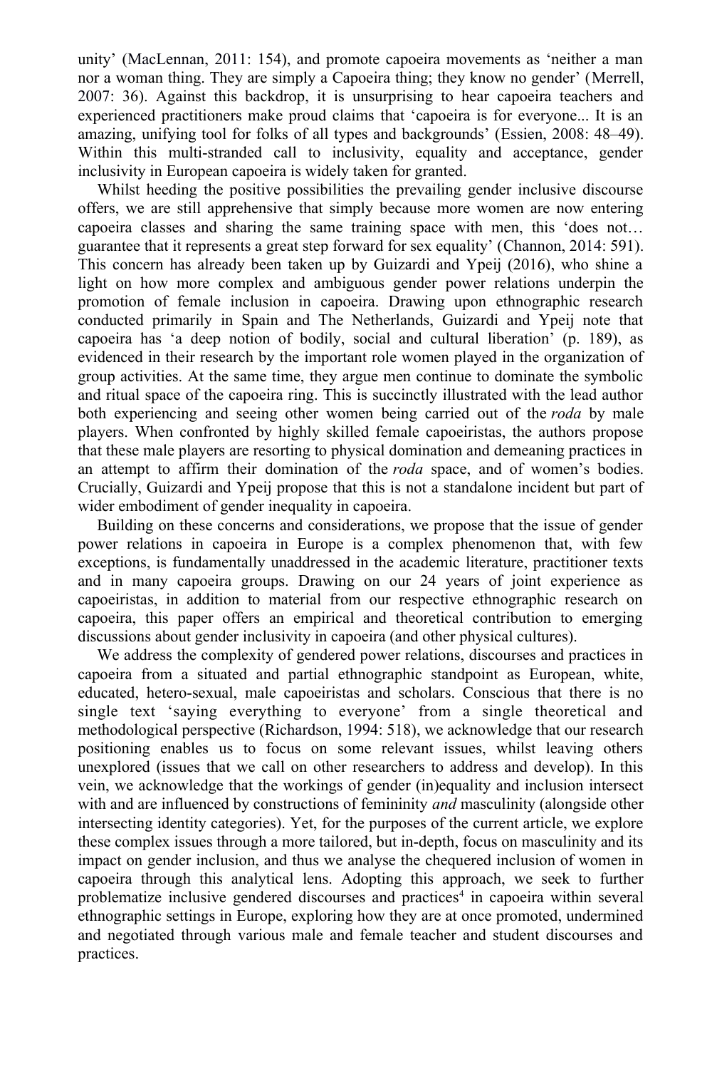unity' (MacLennan, 2011: 154), and promote capoeira movements as 'neither a man nor a woman thing. They are simply a Capoeira thing; they know no gender' (Merrell, 2007: 36). Against this backdrop, it is unsurprising to hear capoeira teachers and experienced practitioners make proud claims that 'capoeira is for everyone... It is an amazing, unifying tool for folks of all types and backgrounds' (Essien, 2008: 48–49). Within this multi-stranded call to inclusivity, equality and acceptance, gender inclusivity in European capoeira is widely taken for granted.

Whilst heeding the positive possibilities the prevailing gender inclusive discourse offers, we are still apprehensive that simply because more women are now entering capoeira classes and sharing the same training space with men, this 'does not… guarantee that it represents a great step forward for sex equality' (Channon, 2014: 591). This concern has already been taken up by Guizardi and Ypeij (2016), who shine a light on how more complex and ambiguous gender power relations underpin the promotion of female inclusion in capoeira. Drawing upon ethnographic research conducted primarily in Spain and The Netherlands, Guizardi and Ypeij note that capoeira has 'a deep notion of bodily, social and cultural liberation' (p. 189), as evidenced in their research by the important role women played in the organization of group activities. At the same time, they argue men continue to dominate the symbolic and ritual space of the capoeira ring. This is succinctly illustrated with the lead author both experiencing and seeing other women being carried out of the *roda* by male players. When confronted by highly skilled female capoeiristas, the authors propose that these male players are resorting to physical domination and demeaning practices in an attempt to affirm their domination of the *roda* space, and of women's bodies. Crucially, Guizardi and Ypeij propose that this is not a standalone incident but part of wider embodiment of gender inequality in capoeira.

Building on these concerns and considerations, we propose that the issue of gender power relations in capoeira in Europe is a complex phenomenon that, with few exceptions, is fundamentally unaddressed in the academic literature, practitioner texts and in many capoeira groups. Drawing on our 24 years of joint experience as capoeiristas, in addition to material from our respective ethnographic research on capoeira, this paper offers an empirical and theoretical contribution to emerging discussions about gender inclusivity in capoeira (and other physical cultures).

We address the complexity of gendered power relations, discourses and practices in capoeira from a situated and partial ethnographic standpoint as European, white, educated, hetero-sexual, male capoeiristas and scholars. Conscious that there is no single text 'saying everything to everyone' from a single theoretical and methodological perspective (Richardson, 1994: 518), we acknowledge that our research positioning enables us to focus on some relevant issues, whilst leaving others unexplored (issues that we call on other researchers to address and develop). In this vein, we acknowledge that the workings of gender (in)equality and inclusion intersect with and are influenced by constructions of femininity *and* masculinity (alongside other intersecting identity categories). Yet, for the purposes of the current article, we explore these complex issues through a more tailored, but in-depth, focus on masculinity and its impact on gender inclusion, and thus we analyse the chequered inclusion of women in capoeira through this analytical lens. Adopting this approach, we seek to further problematize inclusive gendered discourses and practices[4] in capoeira within several ethnographic settings in Europe, exploring how they are at once promoted, undermined and negotiated through various male and female teacher and student discourses and practices.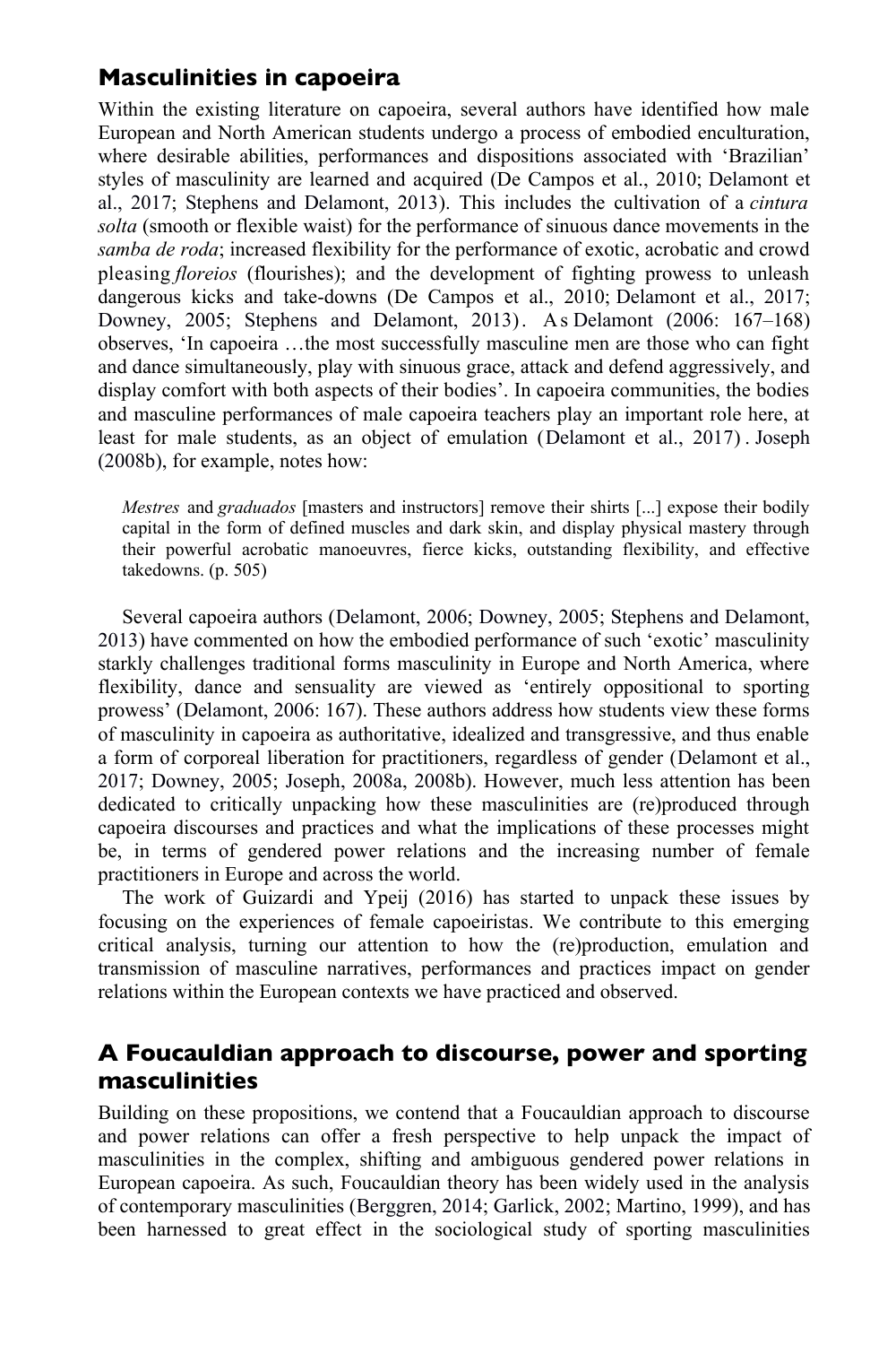## Masculinities in capoeira

Within the existing literature on capoeira, several authors have identified how male European and North American students undergo a process of embodied enculturation, where desirable abilities, performances and dispositions associated with 'Brazilian' styles of masculinity are learned and acquired (De Campos et al., 2010; Delamont et al., 2017; Stephens and Delamont, 2013). This includes the cultivation of a *cintura solta* (smooth or flexible waist) for the performance of sinuous dance movements in the *samba de roda*; increased flexibility for the performance of exotic, acrobatic and crowd pleasing *floreios* (flourishes); and the development of fighting prowess to unleash dangerous kicks and take-downs (De Campos et al., 2010; Delamont et al., 2017; Downey, 2005; Stephens and Delamont, 2013). As Delamont (2006: 167–168) observes, 'In capoeira …the most successfully masculine men are those who can fight and dance simultaneously, play with sinuous grace, attack and defend aggressively, and display comfort with both aspects of their bodies'. In capoeira communities, the bodies and masculine performances of male capoeira teachers play an important role here, at least for male students, as an object of emulation (Delamont et al., 2017). Joseph (2008b), for example, notes how:

> *Mestres* and *graduados* [masters and instructors] remove their shirts [...] expose their bodily capital in the form of defined muscles and dark skin, and display physical mastery through their powerful acrobatic manoeuvres, fierce kicks, outstanding flexibility, and effective takedowns. (p. 505)

Several capoeira authors (Delamont, 2006; Downey, 2005; Stephens and Delamont, 2013) have commented on how the embodied performance of such 'exotic' masculinity starkly challenges traditional forms masculinity in Europe and North America, where flexibility, dance and sensuality are viewed as 'entirely oppositional to sporting prowess' (Delamont, 2006: 167). These authors address how students view these forms of masculinity in capoeira as authoritative, idealized and transgressive, and thus enable a form of corporeal liberation for practitioners, regardless of gender (Delamont et al., 2017; Downey, 2005; Joseph, 2008a, 2008b). However, much less attention has been dedicated to critically unpacking how these masculinities are (re)produced through capoeira discourses and practices and what the implications of these processes might be, in terms of gendered power relations and the increasing number of female practitioners in Europe and across the world.

The work of Guizardi and Ypeij (2016) has started to unpack these issues by focusing on the experiences of female capoeiristas. We contribute to this emerging critical analysis, turning our attention to how the (re)production, emulation and transmission of masculine narratives, performances and practices impact on gender relations within the European contexts we have practiced and observed.

## A Foucauldian approach to discourse, power and sporting masculinities

Building on these propositions, we contend that a Foucauldian approach to discourse and power relations can offer a fresh perspective to help unpack the impact of masculinities in the complex, shifting and ambiguous gendered power relations in European capoeira. As such, Foucauldian theory has been widely used in the analysis of contemporary masculinities (Berggren, 2014; Garlick, 2002; Martino, 1999), and has been harnessed to great effect in the sociological study of sporting masculinities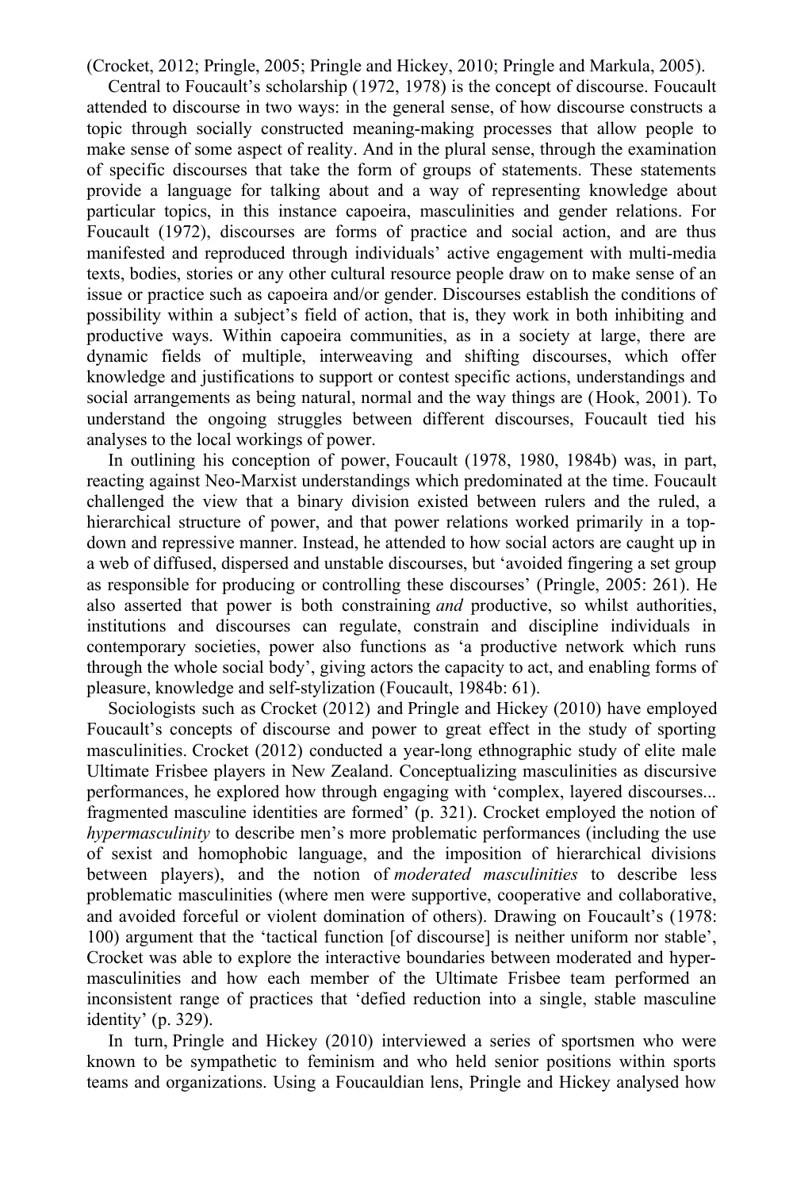(Crocket, 2012; Pringle, 2005; Pringle and Hickey, 2010; Pringle and Markula, 2005).

Central to Foucault's scholarship (1972, 1978) is the concept of discourse. Foucault attended to discourse in two ways: in the general sense, of how discourse constructs a topic through socially constructed meaning-making processes that allow people to make sense of some aspect of reality. And in the plural sense, through the examination of specific discourses that take the form of groups of statements. These statements provide a language for talking about and a way of representing knowledge about particular topics, in this instance capoeira, masculinities and gender relations. For Foucault (1972), discourses are forms of practice and social action, and are thus manifested and reproduced through individuals' active engagement with multi-media texts, bodies, stories or any other cultural resource people draw on to make sense of an issue or practice such as capoeira and/or gender. Discourses establish the conditions of possibility within a subject's field of action, that is, they work in both inhibiting and productive ways. Within capoeira communities, as in a society at large, there are dynamic fields of multiple, interweaving and shifting discourses, which offer knowledge and justifications to support or contest specific actions, understandings and social arrangements as being natural, normal and the way things are (Hook, 2001). To understand the ongoing struggles between different discourses, Foucault tied his analyses to the local workings of power.

In outlining his conception of power, Foucault (1978, 1980, 1984b) was, in part, reacting against Neo-Marxist understandings which predominated at the time. Foucault challenged the view that a binary division existed between rulers and the ruled, a hierarchical structure of power, and that power relations worked primarily in a top-down and repressive manner. Instead, he attended to how social actors are caught up in a web of diffused, dispersed and unstable discourses, but 'avoided fingering a set group as responsible for producing or controlling these discourses' (Pringle, 2005: 261). He also asserted that power is both constraining *and* productive, so whilst authorities, institutions and discourses can regulate, constrain and discipline individuals in contemporary societies, power also functions as 'a productive network which runs through the whole social body', giving actors the capacity to act, and enabling forms of pleasure, knowledge and self-stylization (Foucault, 1984b: 61).

Sociologists such as Crocket (2012) and Pringle and Hickey (2010) have employed Foucault's concepts of discourse and power to great effect in the study of sporting masculinities. Crocket (2012) conducted a year-long ethnographic study of elite male Ultimate Frisbee players in New Zealand. Conceptualizing masculinities as discursive performances, he explored how through engaging with 'complex, layered discourses... fragmented masculine identities are formed' (p. 321). Crocket employed the notion of *hypermasculinity* to describe men's more problematic performances (including the use of sexist and homophobic language, and the imposition of hierarchical divisions between players), and the notion of *moderated masculinities* to describe less problematic masculinities (where men were supportive, cooperative and collaborative, and avoided forceful or violent domination of others). Drawing on Foucault's (1978: 100) argument that the 'tactical function [of discourse] is neither uniform nor stable', Crocket was able to explore the interactive boundaries between moderated and hyper-masculinities and how each member of the Ultimate Frisbee team performed an inconsistent range of practices that 'defied reduction into a single, stable masculine identity' (p. 329).

In turn, Pringle and Hickey (2010) interviewed a series of sportsmen who were known to be sympathetic to feminism and who held senior positions within sports teams and organizations. Using a Foucauldian lens, Pringle and Hickey analysed how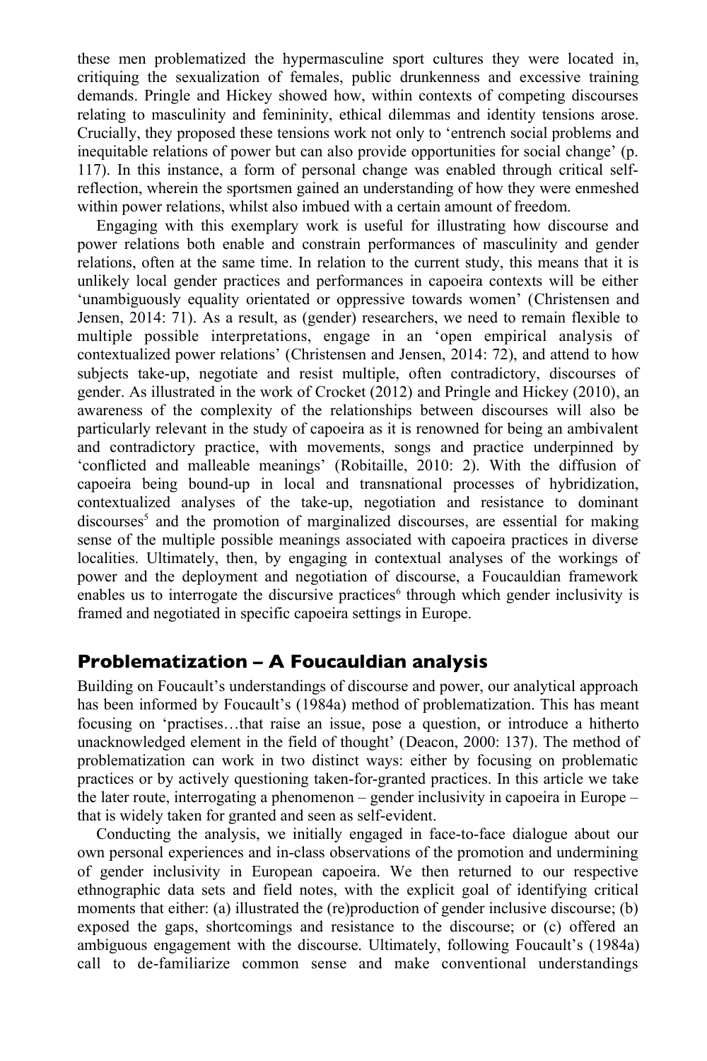these men problematized the hypermasculine sport cultures they were located in, critiquing the sexualization of females, public drunkenness and excessive training demands. Pringle and Hickey showed how, within contexts of competing discourses relating to masculinity and femininity, ethical dilemmas and identity tensions arose. Crucially, they proposed these tensions work not only to 'entrench social problems and inequitable relations of power but can also provide opportunities for social change' (p. 117). In this instance, a form of personal change was enabled through critical self-reflection, wherein the sportsmen gained an understanding of how they were enmeshed within power relations, whilst also imbued with a certain amount of freedom.

Engaging with this exemplary work is useful for illustrating how discourse and power relations both enable and constrain performances of masculinity and gender relations, often at the same time. In relation to the current study, this means that it is unlikely local gender practices and performances in capoeira contexts will be either 'unambiguously equality orientated or oppressive towards women' (Christensen and Jensen, 2014: 71). As a result, as (gender) researchers, we need to remain flexible to multiple possible interpretations, engage in an 'open empirical analysis of contextualized power relations' (Christensen and Jensen, 2014: 72), and attend to how subjects take-up, negotiate and resist multiple, often contradictory, discourses of gender. As illustrated in the work of Crocket (2012) and Pringle and Hickey (2010), an awareness of the complexity of the relationships between discourses will also be particularly relevant in the study of capoeira as it is renowned for being an ambivalent and contradictory practice, with movements, songs and practice underpinned by 'conflicted and malleable meanings' (Robitaille, 2010: 2). With the diffusion of capoeira being bound-up in local and transnational processes of hybridization, contextualized analyses of the take-up, negotiation and resistance to dominant discourses[5] and the promotion of marginalized discourses, are essential for making sense of the multiple possible meanings associated with capoeira practices in diverse localities. Ultimately, then, by engaging in contextual analyses of the workings of power and the deployment and negotiation of discourse, a Foucauldian framework enables us to interrogate the discursive practices[6] through which gender inclusivity is framed and negotiated in specific capoeira settings in Europe.

## Problematization – A Foucauldian analysis

Building on Foucault's understandings of discourse and power, our analytical approach has been informed by Foucault's (1984a) method of problematization. This has meant focusing on 'practises…that raise an issue, pose a question, or introduce a hitherto unacknowledged element in the field of thought' (Deacon, 2000: 137). The method of problematization can work in two distinct ways: either by focusing on problematic practices or by actively questioning taken-for-granted practices. In this article we take the later route, interrogating a phenomenon – gender inclusivity in capoeira in Europe – that is widely taken for granted and seen as self-evident.

Conducting the analysis, we initially engaged in face-to-face dialogue about our own personal experiences and in-class observations of the promotion and undermining of gender inclusivity in European capoeira. We then returned to our respective ethnographic data sets and field notes, with the explicit goal of identifying critical moments that either: (a) illustrated the (re)production of gender inclusive discourse; (b) exposed the gaps, shortcomings and resistance to the discourse; or (c) offered an ambiguous engagement with the discourse. Ultimately, following Foucault's (1984a) call to de-familiarize common sense and make conventional understandings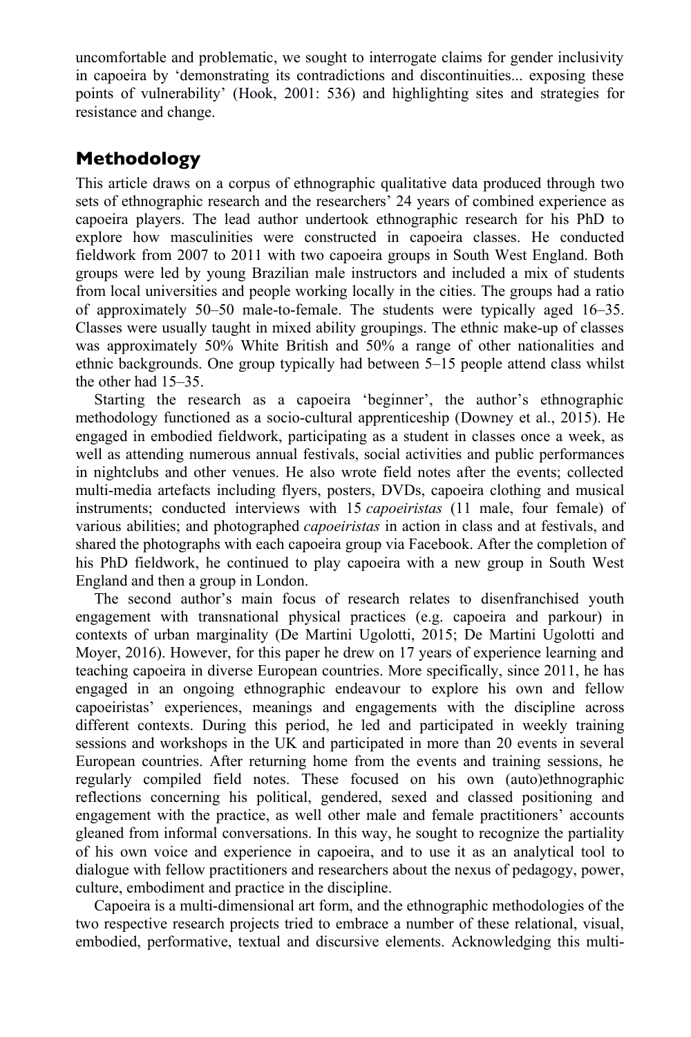uncomfortable and problematic, we sought to interrogate claims for gender inclusivity in capoeira by 'demonstrating its contradictions and discontinuities... exposing these points of vulnerability' (Hook, 2001: 536) and highlighting sites and strategies for resistance and change.

## Methodology

This article draws on a corpus of ethnographic qualitative data produced through two sets of ethnographic research and the researchers' 24 years of combined experience as capoeira players. The lead author undertook ethnographic research for his PhD to explore how masculinities were constructed in capoeira classes. He conducted fieldwork from 2007 to 2011 with two capoeira groups in South West England. Both groups were led by young Brazilian male instructors and included a mix of students from local universities and people working locally in the cities. The groups had a ratio of approximately 50–50 male-to-female. The students were typically aged 16–35. Classes were usually taught in mixed ability groupings. The ethnic make-up of classes was approximately 50% White British and 50% a range of other nationalities and ethnic backgrounds. One group typically had between 5–15 people attend class whilst the other had 15–35.

Starting the research as a capoeira 'beginner', the author's ethnographic methodology functioned as a socio-cultural apprenticeship (Downey et al., 2015). He engaged in embodied fieldwork, participating as a student in classes once a week, as well as attending numerous annual festivals, social activities and public performances in nightclubs and other venues. He also wrote field notes after the events; collected multi-media artefacts including flyers, posters, DVDs, capoeira clothing and musical instruments; conducted interviews with 15 *capoeiristas* (11 male, four female) of various abilities; and photographed *capoeiristas* in action in class and at festivals, and shared the photographs with each capoeira group via Facebook. After the completion of his PhD fieldwork, he continued to play capoeira with a new group in South West England and then a group in London.

The second author's main focus of research relates to disenfranchised youth engagement with transnational physical practices (e.g. capoeira and parkour) in contexts of urban marginality (De Martini Ugolotti, 2015; De Martini Ugolotti and Moyer, 2016). However, for this paper he drew on 17 years of experience learning and teaching capoeira in diverse European countries. More specifically, since 2011, he has engaged in an ongoing ethnographic endeavour to explore his own and fellow capoeiristas' experiences, meanings and engagements with the discipline across different contexts. During this period, he led and participated in weekly training sessions and workshops in the UK and participated in more than 20 events in several European countries. After returning home from the events and training sessions, he regularly compiled field notes. These focused on his own (auto)ethnographic reflections concerning his political, gendered, sexed and classed positioning and engagement with the practice, as well other male and female practitioners' accounts gleaned from informal conversations. In this way, he sought to recognize the partiality of his own voice and experience in capoeira, and to use it as an analytical tool to dialogue with fellow practitioners and researchers about the nexus of pedagogy, power, culture, embodiment and practice in the discipline.

Capoeira is a multi-dimensional art form, and the ethnographic methodologies of the two respective research projects tried to embrace a number of these relational, visual, embodied, performative, textual and discursive elements. Acknowledging this multi-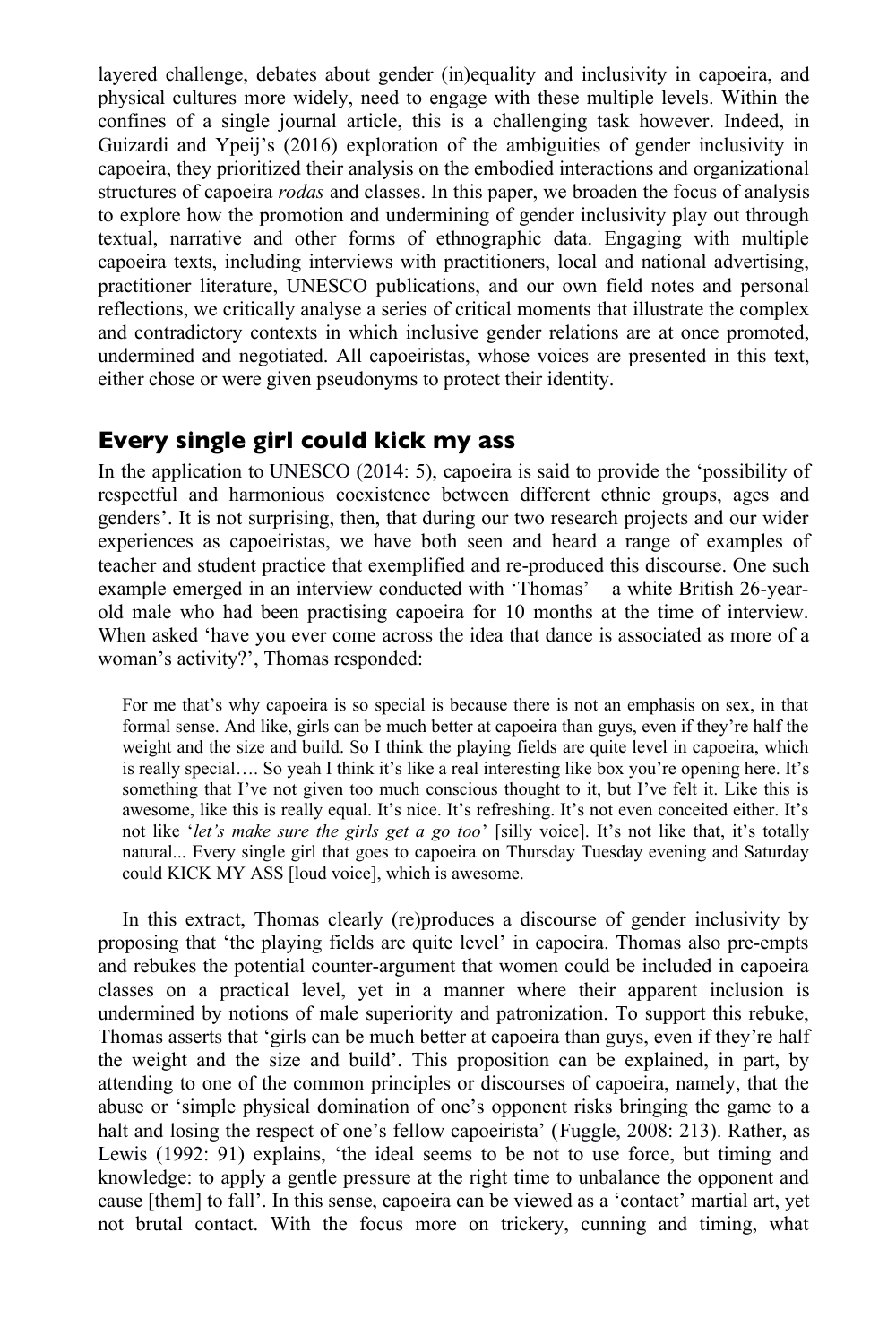layered challenge, debates about gender (in)equality and inclusivity in capoeira, and physical cultures more widely, need to engage with these multiple levels. Within the confines of a single journal article, this is a challenging task however. Indeed, in Guizardi and Ypeij's (2016) exploration of the ambiguities of gender inclusivity in capoeira, they prioritized their analysis on the embodied interactions and organizational structures of capoeira *rodas* and classes. In this paper, we broaden the focus of analysis to explore how the promotion and undermining of gender inclusivity play out through textual, narrative and other forms of ethnographic data. Engaging with multiple capoeira texts, including interviews with practitioners, local and national advertising, practitioner literature, UNESCO publications, and our own field notes and personal reflections, we critically analyse a series of critical moments that illustrate the complex and contradictory contexts in which inclusive gender relations are at once promoted, undermined and negotiated. All capoeiristas, whose voices are presented in this text, either chose or were given pseudonyms to protect their identity.

## Every single girl could kick my ass

In the application to UNESCO (2014: 5), capoeira is said to provide the 'possibility of respectful and harmonious coexistence between different ethnic groups, ages and genders'. It is not surprising, then, that during our two research projects and our wider experiences as capoeiristas, we have both seen and heard a range of examples of teacher and student practice that exemplified and re-produced this discourse. One such example emerged in an interview conducted with 'Thomas' – a white British 26-year-old male who had been practising capoeira for 10 months at the time of interview. When asked 'have you ever come across the idea that dance is associated as more of a woman's activity?', Thomas responded:

> For me that's why capoeira is so special is because there is not an emphasis on sex, in that formal sense. And like, girls can be much better at capoeira than guys, even if they're half the weight and the size and build. So I think the playing fields are quite level in capoeira, which is really special…. So yeah I think it's like a real interesting like box you're opening here. It's something that I've not given too much conscious thought to it, but I've felt it. Like this is awesome, like this is really equal. It's nice. It's refreshing. It's not even conceited either. It's not like '*let's make sure the girls get a go too*' [silly voice]. It's not like that, it's totally natural... Every single girl that goes to capoeira on Thursday Tuesday evening and Saturday could KICK MY ASS [loud voice], which is awesome.

In this extract, Thomas clearly (re)produces a discourse of gender inclusivity by proposing that 'the playing fields are quite level' in capoeira. Thomas also pre-empts and rebukes the potential counter-argument that women could be included in capoeira classes on a practical level, yet in a manner where their apparent inclusion is undermined by notions of male superiority and patronization. To support this rebuke, Thomas asserts that 'girls can be much better at capoeira than guys, even if they're half the weight and the size and build'. This proposition can be explained, in part, by attending to one of the common principles or discourses of capoeira, namely, that the abuse or 'simple physical domination of one's opponent risks bringing the game to a halt and losing the respect of one's fellow capoeirista' (Fuggle, 2008: 213). Rather, as Lewis (1992: 91) explains, 'the ideal seems to be not to use force, but timing and knowledge: to apply a gentle pressure at the right time to unbalance the opponent and cause [them] to fall'. In this sense, capoeira can be viewed as a 'contact' martial art, yet not brutal contact. With the focus more on trickery, cunning and timing, what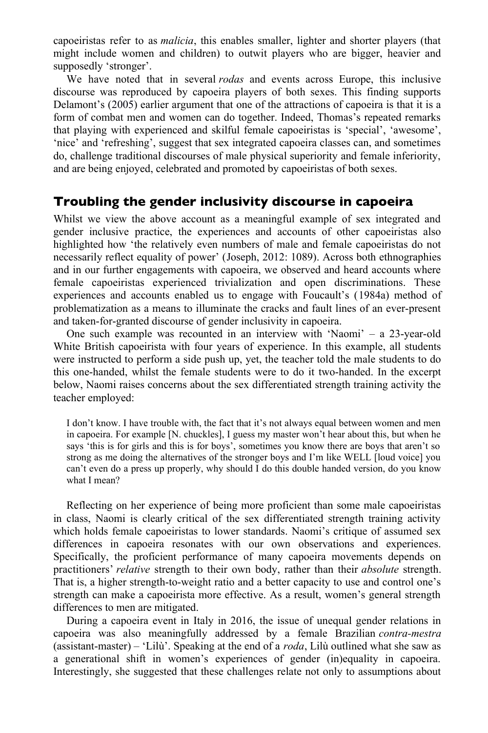capoeiristas refer to as *malicia*, this enables smaller, lighter and shorter players (that might include women and children) to outwit players who are bigger, heavier and supposedly 'stronger'.

We have noted that in several *rodas* and events across Europe, this inclusive discourse was reproduced by capoeira players of both sexes. This finding supports Delamont's (2005) earlier argument that one of the attractions of capoeira is that it is a form of combat men and women can do together. Indeed, Thomas's repeated remarks that playing with experienced and skilful female capoeiristas is 'special', 'awesome', 'nice' and 'refreshing', suggest that sex integrated capoeira classes can, and sometimes do, challenge traditional discourses of male physical superiority and female inferiority, and are being enjoyed, celebrated and promoted by capoeiristas of both sexes.

## Troubling the gender inclusivity discourse in capoeira

Whilst we view the above account as a meaningful example of sex integrated and gender inclusive practice, the experiences and accounts of other capoeiristas also highlighted how 'the relatively even numbers of male and female capoeiristas do not necessarily reflect equality of power' (Joseph, 2012: 1089). Across both ethnographies and in our further engagements with capoeira, we observed and heard accounts where female capoeiristas experienced trivialization and open discriminations. These experiences and accounts enabled us to engage with Foucault's (1984a) method of problematization as a means to illuminate the cracks and fault lines of an ever-present and taken-for-granted discourse of gender inclusivity in capoeira.

One such example was recounted in an interview with 'Naomi' – a 23-year-old White British capoeirista with four years of experience. In this example, all students were instructed to perform a side push up, yet, the teacher told the male students to do this one-handed, whilst the female students were to do it two-handed. In the excerpt below, Naomi raises concerns about the sex differentiated strength training activity the teacher employed:

> I don't know. I have trouble with, the fact that it's not always equal between women and men in capoeira. For example [N. chuckles], I guess my master won't hear about this, but when he says 'this is for girls and this is for boys', sometimes you know there are boys that aren't so strong as me doing the alternatives of the stronger boys and I'm like WELL [loud voice] you can't even do a press up properly, why should I do this double handed version, do you know what I mean?

Reflecting on her experience of being more proficient than some male capoeiristas in class, Naomi is clearly critical of the sex differentiated strength training activity which holds female capoeiristas to lower standards. Naomi's critique of assumed sex differences in capoeira resonates with our own observations and experiences. Specifically, the proficient performance of many capoeira movements depends on practitioners' *relative* strength to their own body, rather than their *absolute* strength. That is, a higher strength-to-weight ratio and a better capacity to use and control one's strength can make a capoeirista more effective. As a result, women's general strength differences to men are mitigated.

During a capoeira event in Italy in 2016, the issue of unequal gender relations in capoeira was also meaningfully addressed by a female Brazilian *contra-mestra* (assistant-master) – 'Lilù'. Speaking at the end of a *roda*, Lilù outlined what she saw as a generational shift in women's experiences of gender (in)equality in capoeira. Interestingly, she suggested that these challenges relate not only to assumptions about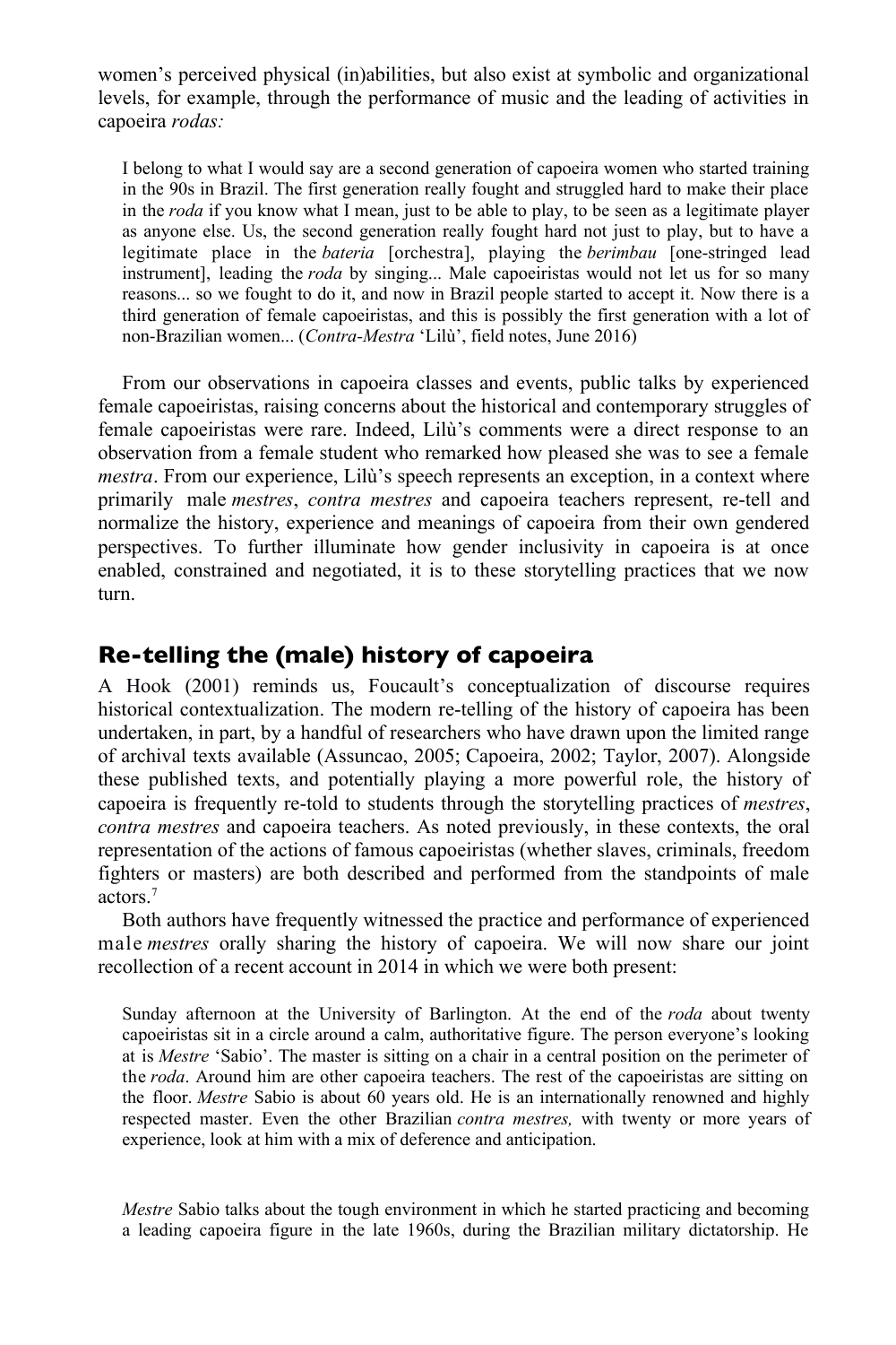women's perceived physical (in)abilities, but also exist at symbolic and organizational levels, for example, through the performance of music and the leading of activities in capoeira *rodas:*

> I belong to what I would say are a second generation of capoeira women who started training in the 90s in Brazil. The first generation really fought and struggled hard to make their place in the *roda* if you know what I mean, just to be able to play, to be seen as a legitimate player as anyone else. Us, the second generation really fought hard not just to play, but to have a legitimate place in the *bateria* [orchestra], playing the *berimbau* [one-stringed lead instrument], leading the *roda* by singing... Male capoeiristas would not let us for so many reasons... so we fought to do it, and now in Brazil people started to accept it. Now there is a third generation of female capoeiristas, and this is possibly the first generation with a lot of non-Brazilian women... (*Contra-Mestra* 'Lilù', field notes, June 2016)

From our observations in capoeira classes and events, public talks by experienced female capoeiristas, raising concerns about the historical and contemporary struggles of female capoeiristas were rare. Indeed, Lilù's comments were a direct response to an observation from a female student who remarked how pleased she was to see a female *mestra*. From our experience, Lilù's speech represents an exception, in a context where primarily male *mestres*, *contra mestres* and capoeira teachers represent, re-tell and normalize the history, experience and meanings of capoeira from their own gendered perspectives. To further illuminate how gender inclusivity in capoeira is at once enabled, constrained and negotiated, it is to these storytelling practices that we now turn.

## Re-telling the (male) history of capoeira

A Hook (2001) reminds us, Foucault's conceptualization of discourse requires historical contextualization. The modern re-telling of the history of capoeira has been undertaken, in part, by a handful of researchers who have drawn upon the limited range of archival texts available (Assuncao, 2005; Capoeira, 2002; Taylor, 2007). Alongside these published texts, and potentially playing a more powerful role, the history of capoeira is frequently re-told to students through the storytelling practices of *mestres*, *contra mestres* and capoeira teachers. As noted previously, in these contexts, the oral representation of the actions of famous capoeiristas (whether slaves, criminals, freedom fighters or masters) are both described and performed from the standpoints of male actors.[7]

Both authors have frequently witnessed the practice and performance of experienced male *mestres* orally sharing the history of capoeira. We will now share our joint recollection of a recent account in 2014 in which we were both present:

> Sunday afternoon at the University of Barlington. At the end of the *roda* about twenty capoeiristas sit in a circle around a calm, authoritative figure. The person everyone's looking at is *Mestre* 'Sabio'. The master is sitting on a chair in a central position on the perimeter of the *roda*. Around him are other capoeira teachers. The rest of the capoeiristas are sitting on the floor. *Mestre* Sabio is about 60 years old. He is an internationally renowned and highly respected master. Even the other Brazilian *contra mestres,* with twenty or more years of experience, look at him with a mix of deference and anticipation.
>
> *Mestre* Sabio talks about the tough environment in which he started practicing and becoming a leading capoeira figure in the late 1960s, during the Brazilian military dictatorship. He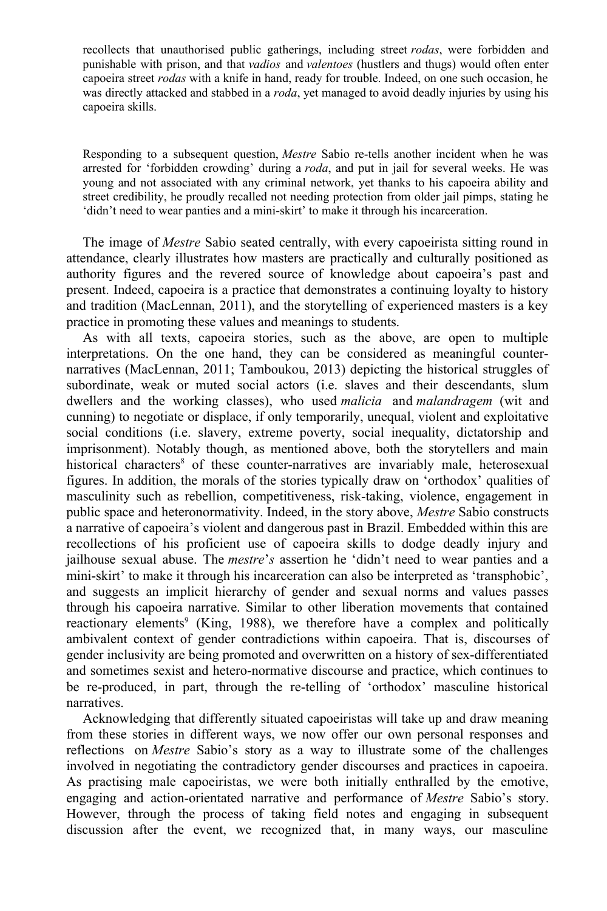recollects that unauthorised public gatherings, including street *rodas*, were forbidden and punishable with prison, and that *vadios* and *valentoes* (hustlers and thugs) would often enter capoeira street *rodas* with a knife in hand, ready for trouble. Indeed, on one such occasion, he was directly attacked and stabbed in a *roda*, yet managed to avoid deadly injuries by using his capoeira skills.

Responding to a subsequent question, *Mestre* Sabio re-tells another incident when he was arrested for 'forbidden crowding' during a *roda*, and put in jail for several weeks. He was young and not associated with any criminal network, yet thanks to his capoeira ability and street credibility, he proudly recalled not needing protection from older jail pimps, stating he 'didn't need to wear panties and a mini-skirt' to make it through his incarceration.

The image of *Mestre* Sabio seated centrally, with every capoeirista sitting round in attendance, clearly illustrates how masters are practically and culturally positioned as authority figures and the revered source of knowledge about capoeira's past and present. Indeed, capoeira is a practice that demonstrates a continuing loyalty to history and tradition (MacLennan, 2011), and the storytelling of experienced masters is a key practice in promoting these values and meanings to students.

As with all texts, capoeira stories, such as the above, are open to multiple interpretations. On the one hand, they can be considered as meaningful counter-narratives (MacLennan, 2011; Tamboukou, 2013) depicting the historical struggles of subordinate, weak or muted social actors (i.e. slaves and their descendants, slum dwellers and the working classes), who used *malicia* and *malandragem* (wit and cunning) to negotiate or displace, if only temporarily, unequal, violent and exploitative social conditions (i.e. slavery, extreme poverty, social inequality, dictatorship and imprisonment). Notably though, as mentioned above, both the storytellers and main historical characters[8] of these counter-narratives are invariably male, heterosexual figures. In addition, the morals of the stories typically draw on 'orthodox' qualities of masculinity such as rebellion, competitiveness, risk-taking, violence, engagement in public space and heteronormativity. Indeed, in the story above, *Mestre* Sabio constructs a narrative of capoeira's violent and dangerous past in Brazil. Embedded within this are recollections of his proficient use of capoeira skills to dodge deadly injury and jailhouse sexual abuse. The *mestre*'*s* assertion he 'didn't need to wear panties and a mini-skirt' to make it through his incarceration can also be interpreted as 'transphobic', and suggests an implicit hierarchy of gender and sexual norms and values passes through his capoeira narrative. Similar to other liberation movements that contained reactionary elements[9] (King, 1988), we therefore have a complex and politically ambivalent context of gender contradictions within capoeira. That is, discourses of gender inclusivity are being promoted and overwritten on a history of sex-differentiated and sometimes sexist and hetero-normative discourse and practice, which continues to be re-produced, in part, through the re-telling of 'orthodox' masculine historical narratives.

Acknowledging that differently situated capoeiristas will take up and draw meaning from these stories in different ways, we now offer our own personal responses and reflections on *Mestre* Sabio's story as a way to illustrate some of the challenges involved in negotiating the contradictory gender discourses and practices in capoeira. As practising male capoeiristas, we were both initially enthralled by the emotive, engaging and action-orientated narrative and performance of *Mestre* Sabio's story. However, through the process of taking field notes and engaging in subsequent discussion after the event, we recognized that, in many ways, our masculine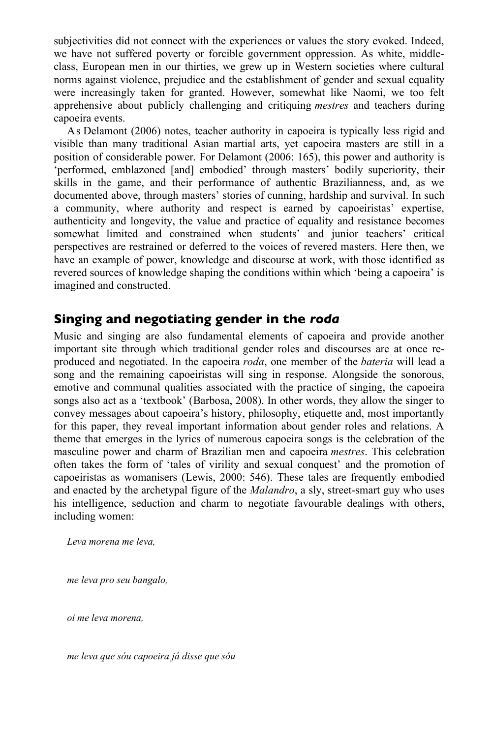subjectivities did not connect with the experiences or values the story evoked. Indeed, we have not suffered poverty or forcible government oppression. As white, middle-class, European men in our thirties, we grew up in Western societies where cultural norms against violence, prejudice and the establishment of gender and sexual equality were increasingly taken for granted. However, somewhat like Naomi, we too felt apprehensive about publicly challenging and critiquing *mestres* and teachers during capoeira events.

As Delamont (2006) notes, teacher authority in capoeira is typically less rigid and visible than many traditional Asian martial arts, yet capoeira masters are still in a position of considerable power. For Delamont (2006: 165), this power and authority is 'performed, emblazoned [and] embodied' through masters' bodily superiority, their skills in the game, and their performance of authentic Brazilianness, and, as we documented above, through masters' stories of cunning, hardship and survival. In such a community, where authority and respect is earned by capoeiristas' expertise, authenticity and longevity, the value and practice of equality and resistance becomes somewhat limited and constrained when students' and junior teachers' critical perspectives are restrained or deferred to the voices of revered masters. Here then, we have an example of power, knowledge and discourse at work, with those identified as revered sources of knowledge shaping the conditions within which 'being a capoeira' is imagined and constructed.

## Singing and negotiating gender in the *roda*

Music and singing are also fundamental elements of capoeira and provide another important site through which traditional gender roles and discourses are at once re-produced and negotiated. In the capoeira *roda*, one member of the *bateria* will lead a song and the remaining capoeiristas will sing in response. Alongside the sonorous, emotive and communal qualities associated with the practice of singing, the capoeira songs also act as a 'textbook' (Barbosa, 2008). In other words, they allow the singer to convey messages about capoeira's history, philosophy, etiquette and, most importantly for this paper, they reveal important information about gender roles and relations. A theme that emerges in the lyrics of numerous capoeira songs is the celebration of the masculine power and charm of Brazilian men and capoeira *mestres*. This celebration often takes the form of 'tales of virility and sexual conquest' and the promotion of capoeiristas as womanisers (Lewis, 2000: 546). These tales are frequently embodied and enacted by the archetypal figure of the *Malandro*, a sly, street-smart guy who uses his intelligence, seduction and charm to negotiate favourable dealings with others, including women:

*Leva morena me leva,*

*me leva pro seu bangalo,*

*oi me leva morena,*

*me leva que sóu capoeira já disse que sóu*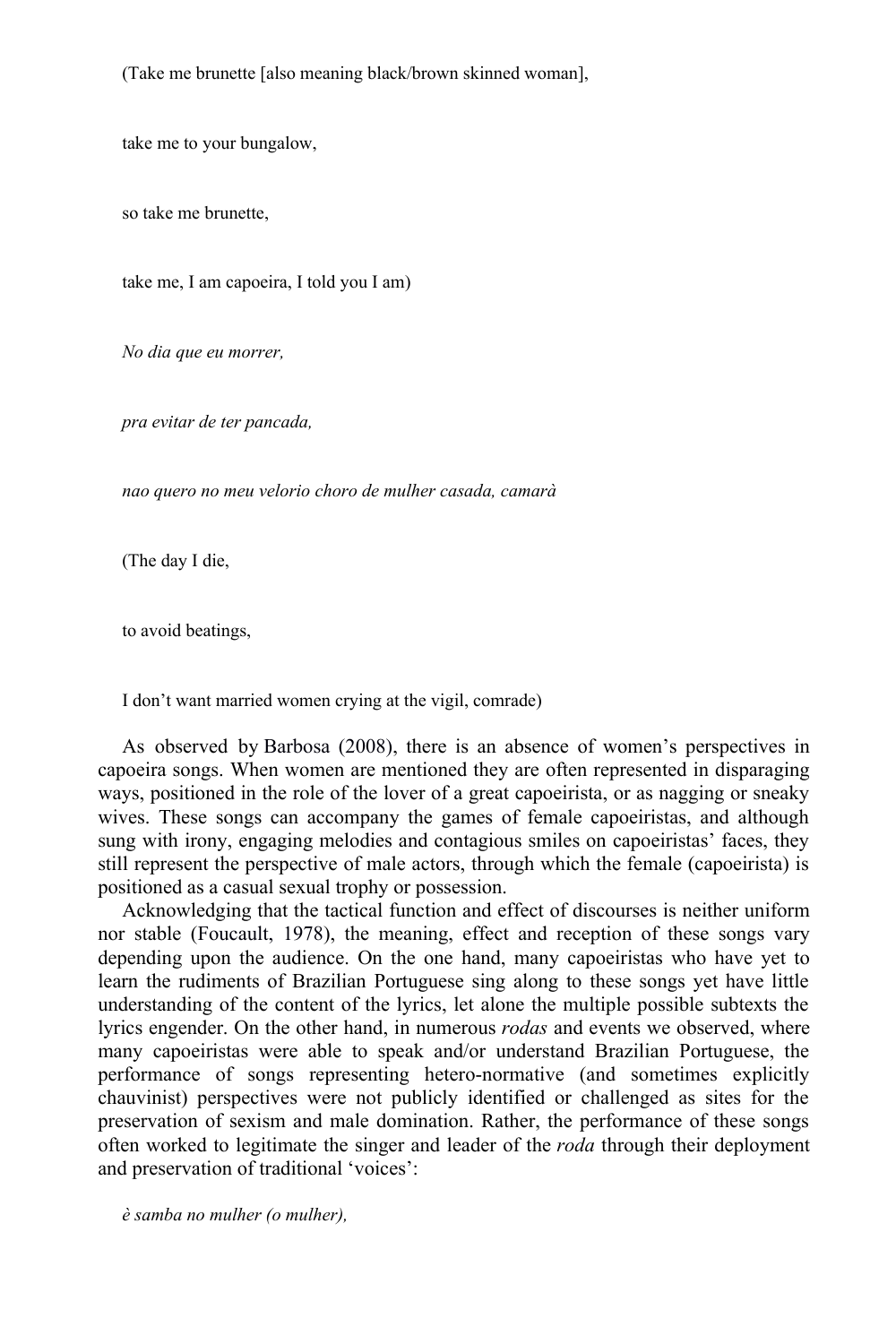(Take me brunette [also meaning black/brown skinned woman],

take me to your bungalow,

so take me brunette,

take me, I am capoeira, I told you I am)

*No dia que eu morrer,*

*pra evitar de ter pancada,*

*nao quero no meu velorio choro de mulher casada, camarà*

(The day I die,

to avoid beatings,

I don't want married women crying at the vigil, comrade)

As observed by Barbosa (2008), there is an absence of women's perspectives in capoeira songs. When women are mentioned they are often represented in disparaging ways, positioned in the role of the lover of a great capoeirista, or as nagging or sneaky wives. These songs can accompany the games of female capoeiristas, and although sung with irony, engaging melodies and contagious smiles on capoeiristas' faces, they still represent the perspective of male actors, through which the female (capoeirista) is positioned as a casual sexual trophy or possession.

Acknowledging that the tactical function and effect of discourses is neither uniform nor stable (Foucault, 1978), the meaning, effect and reception of these songs vary depending upon the audience. On the one hand, many capoeiristas who have yet to learn the rudiments of Brazilian Portuguese sing along to these songs yet have little understanding of the content of the lyrics, let alone the multiple possible subtexts the lyrics engender. On the other hand, in numerous *rodas* and events we observed, where many capoeiristas were able to speak and/or understand Brazilian Portuguese, the performance of songs representing hetero-normative (and sometimes explicitly chauvinist) perspectives were not publicly identified or challenged as sites for the preservation of sexism and male domination. Rather, the performance of these songs often worked to legitimate the singer and leader of the *roda* through their deployment and preservation of traditional 'voices':

*è samba no mulher (o mulher),*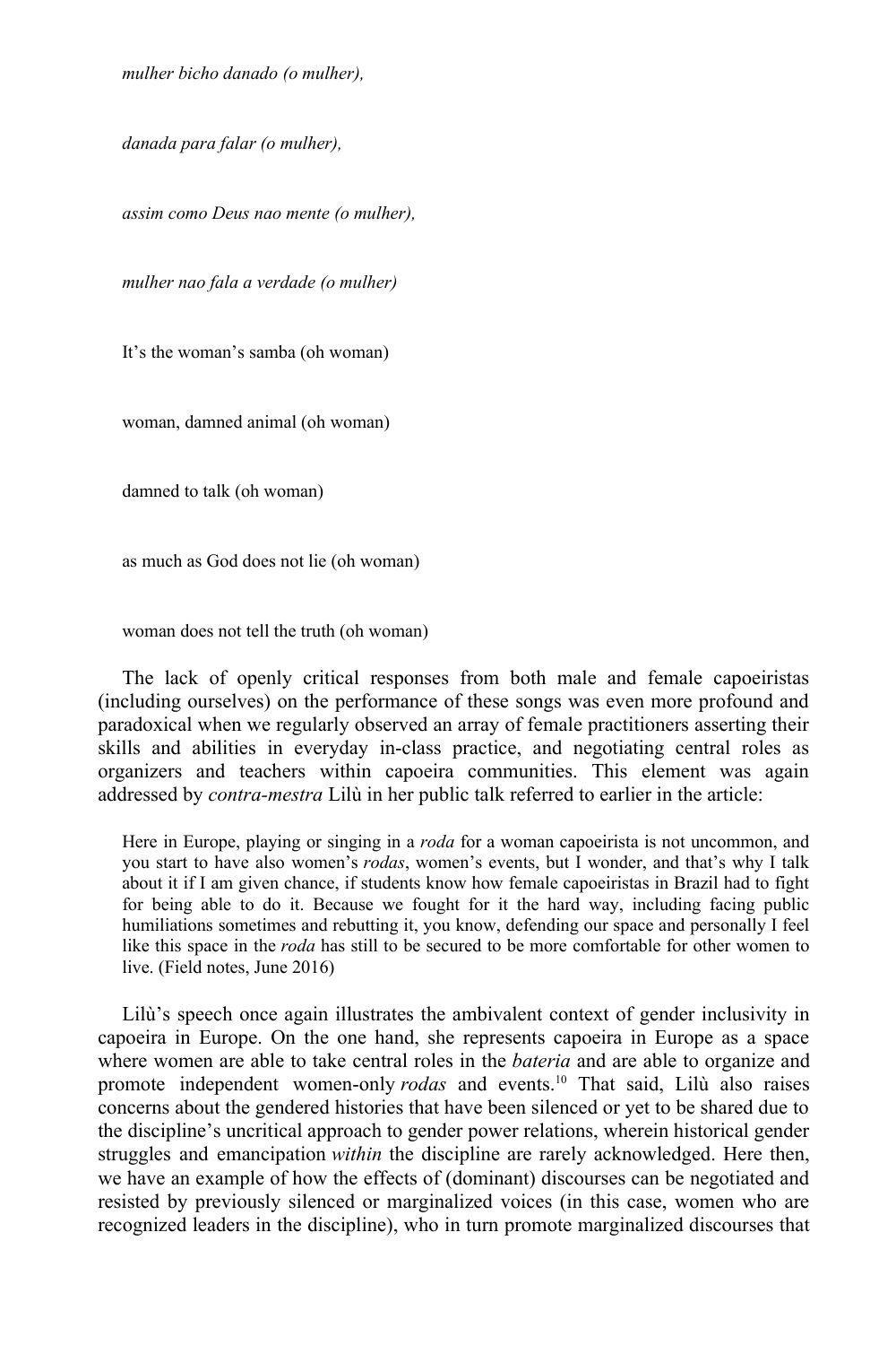*mulher bicho danado (o mulher),*

*danada para falar (o mulher),*

*assim como Deus nao mente (o mulher),*

*mulher nao fala a verdade (o mulher)*

It's the woman's samba (oh woman)

woman, damned animal (oh woman)

damned to talk (oh woman)

as much as God does not lie (oh woman)

woman does not tell the truth (oh woman)

The lack of openly critical responses from both male and female capoeiristas (including ourselves) on the performance of these songs was even more profound and paradoxical when we regularly observed an array of female practitioners asserting their skills and abilities in everyday in-class practice, and negotiating central roles as organizers and teachers within capoeira communities. This element was again addressed by *contra-mestra* Lilù in her public talk referred to earlier in the article:

> Here in Europe, playing or singing in a *roda* for a woman capoeirista is not uncommon, and you start to have also women's *rodas*, women's events, but I wonder, and that's why I talk about it if I am given chance, if students know how female capoeiristas in Brazil had to fight for being able to do it. Because we fought for it the hard way, including facing public humiliations sometimes and rebutting it, you know, defending our space and personally I feel like this space in the *roda* has still to be secured to be more comfortable for other women to live. (Field notes, June 2016)

Lilù's speech once again illustrates the ambivalent context of gender inclusivity in capoeira in Europe. On the one hand, she represents capoeira in Europe as a space where women are able to take central roles in the *bateria* and are able to organize and promote independent women-only *rodas* and events.[10] That said, Lilù also raises concerns about the gendered histories that have been silenced or yet to be shared due to the discipline's uncritical approach to gender power relations, wherein historical gender struggles and emancipation *within* the discipline are rarely acknowledged. Here then, we have an example of how the effects of (dominant) discourses can be negotiated and resisted by previously silenced or marginalized voices (in this case, women who are recognized leaders in the discipline), who in turn promote marginalized discourses that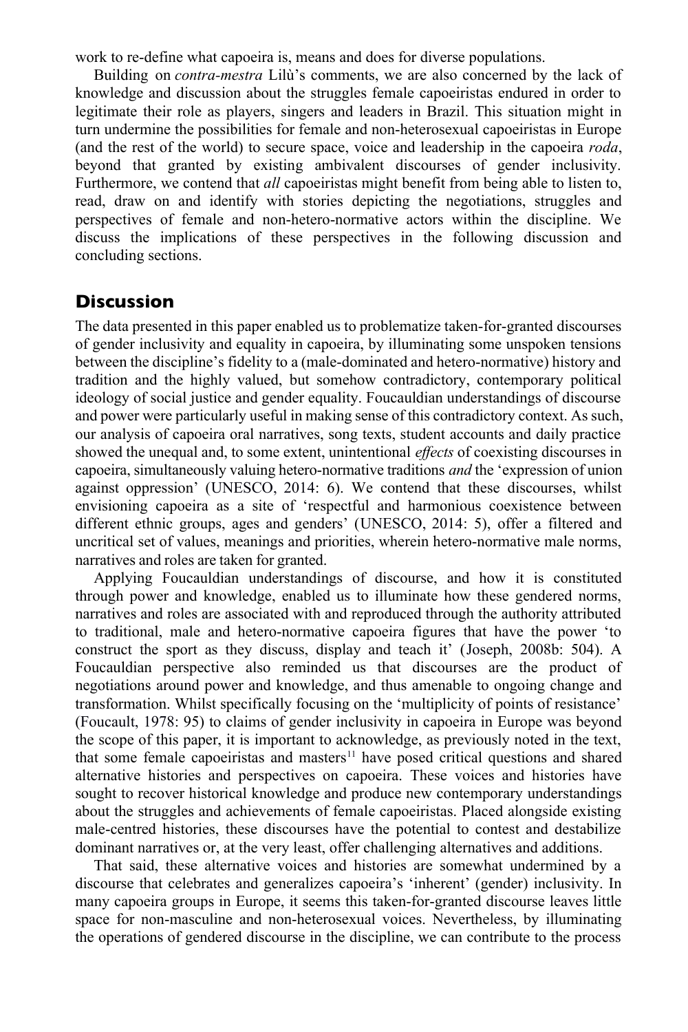work to re-define what capoeira is, means and does for diverse populations.

Building on *contra-mestra* Lilù's comments, we are also concerned by the lack of knowledge and discussion about the struggles female capoeiristas endured in order to legitimate their role as players, singers and leaders in Brazil. This situation might in turn undermine the possibilities for female and non-heterosexual capoeiristas in Europe (and the rest of the world) to secure space, voice and leadership in the capoeira *roda*, beyond that granted by existing ambivalent discourses of gender inclusivity. Furthermore, we contend that *all* capoeiristas might benefit from being able to listen to, read, draw on and identify with stories depicting the negotiations, struggles and perspectives of female and non-hetero-normative actors within the discipline. We discuss the implications of these perspectives in the following discussion and concluding sections.

## Discussion

The data presented in this paper enabled us to problematize taken-for-granted discourses of gender inclusivity and equality in capoeira, by illuminating some unspoken tensions between the discipline's fidelity to a (male-dominated and hetero-normative) history and tradition and the highly valued, but somehow contradictory, contemporary political ideology of social justice and gender equality. Foucauldian understandings of discourse and power were particularly useful in making sense of this contradictory context. As such, our analysis of capoeira oral narratives, song texts, student accounts and daily practice showed the unequal and, to some extent, unintentional *effects* of coexisting discourses in capoeira, simultaneously valuing hetero-normative traditions *and* the 'expression of union against oppression' (UNESCO, 2014: 6). We contend that these discourses, whilst envisioning capoeira as a site of 'respectful and harmonious coexistence between different ethnic groups, ages and genders' (UNESCO, 2014: 5), offer a filtered and uncritical set of values, meanings and priorities, wherein hetero-normative male norms, narratives and roles are taken for granted.

Applying Foucauldian understandings of discourse, and how it is constituted through power and knowledge, enabled us to illuminate how these gendered norms, narratives and roles are associated with and reproduced through the authority attributed to traditional, male and hetero-normative capoeira figures that have the power 'to construct the sport as they discuss, display and teach it' (Joseph, 2008b: 504). A Foucauldian perspective also reminded us that discourses are the product of negotiations around power and knowledge, and thus amenable to ongoing change and transformation. Whilst specifically focusing on the 'multiplicity of points of resistance' (Foucault, 1978: 95) to claims of gender inclusivity in capoeira in Europe was beyond the scope of this paper, it is important to acknowledge, as previously noted in the text, that some female capoeiristas and masters[11] have posed critical questions and shared alternative histories and perspectives on capoeira. These voices and histories have sought to recover historical knowledge and produce new contemporary understandings about the struggles and achievements of female capoeiristas. Placed alongside existing male-centred histories, these discourses have the potential to contest and destabilize dominant narratives or, at the very least, offer challenging alternatives and additions.

That said, these alternative voices and histories are somewhat undermined by a discourse that celebrates and generalizes capoeira's 'inherent' (gender) inclusivity. In many capoeira groups in Europe, it seems this taken-for-granted discourse leaves little space for non-masculine and non-heterosexual voices. Nevertheless, by illuminating the operations of gendered discourse in the discipline, we can contribute to the process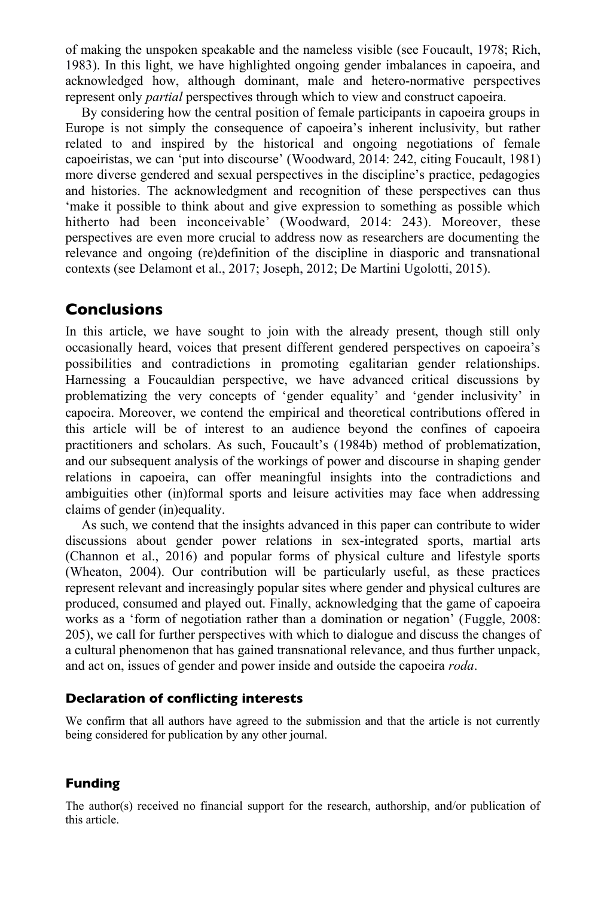of making the unspoken speakable and the nameless visible (see Foucault, 1978; Rich, 1983). In this light, we have highlighted ongoing gender imbalances in capoeira, and acknowledged how, although dominant, male and hetero-normative perspectives represent only *partial* perspectives through which to view and construct capoeira.

By considering how the central position of female participants in capoeira groups in Europe is not simply the consequence of capoeira's inherent inclusivity, but rather related to and inspired by the historical and ongoing negotiations of female capoeiristas, we can 'put into discourse' (Woodward, 2014: 242, citing Foucault, 1981) more diverse gendered and sexual perspectives in the discipline's practice, pedagogies and histories. The acknowledgment and recognition of these perspectives can thus 'make it possible to think about and give expression to something as possible which hitherto had been inconceivable' (Woodward, 2014: 243). Moreover, these perspectives are even more crucial to address now as researchers are documenting the relevance and ongoing (re)definition of the discipline in diasporic and transnational contexts (see Delamont et al., 2017; Joseph, 2012; De Martini Ugolotti, 2015).

## Conclusions

In this article, we have sought to join with the already present, though still only occasionally heard, voices that present different gendered perspectives on capoeira's possibilities and contradictions in promoting egalitarian gender relationships. Harnessing a Foucauldian perspective, we have advanced critical discussions by problematizing the very concepts of 'gender equality' and 'gender inclusivity' in capoeira. Moreover, we contend the empirical and theoretical contributions offered in this article will be of interest to an audience beyond the confines of capoeira practitioners and scholars. As such, Foucault's (1984b) method of problematization, and our subsequent analysis of the workings of power and discourse in shaping gender relations in capoeira, can offer meaningful insights into the contradictions and ambiguities other (in)formal sports and leisure activities may face when addressing claims of gender (in)equality.

As such, we contend that the insights advanced in this paper can contribute to wider discussions about gender power relations in sex-integrated sports, martial arts (Channon et al., 2016) and popular forms of physical culture and lifestyle sports (Wheaton, 2004). Our contribution will be particularly useful, as these practices represent relevant and increasingly popular sites where gender and physical cultures are produced, consumed and played out. Finally, acknowledging that the game of capoeira works as a 'form of negotiation rather than a domination or negation' (Fuggle, 2008: 205), we call for further perspectives with which to dialogue and discuss the changes of a cultural phenomenon that has gained transnational relevance, and thus further unpack, and act on, issues of gender and power inside and outside the capoeira *roda*.

### Declaration of conflicting interests

We confirm that all authors have agreed to the submission and that the article is not currently being considered for publication by any other journal.

### Funding

The author(s) received no financial support for the research, authorship, and/or publication of this article.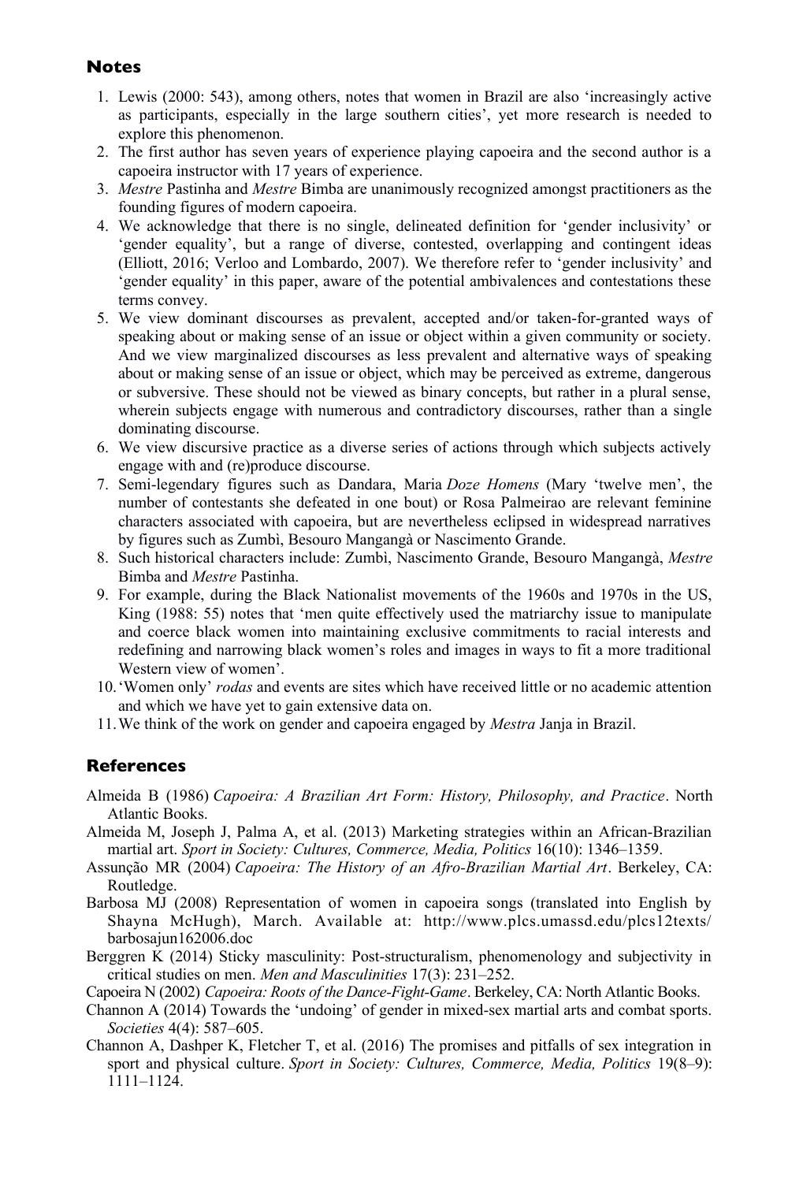## Notes

1. Lewis (2000: 543), among others, notes that women in Brazil are also 'increasingly active as participants, especially in the large southern cities', yet more research is needed to explore this phenomenon.
2. The first author has seven years of experience playing capoeira and the second author is a capoeira instructor with 17 years of experience.
3. *Mestre* Pastinha and *Mestre* Bimba are unanimously recognized amongst practitioners as the founding figures of modern capoeira.
4. We acknowledge that there is no single, delineated definition for 'gender inclusivity' or 'gender equality', but a range of diverse, contested, overlapping and contingent ideas (Elliott, 2016; Verloo and Lombardo, 2007). We therefore refer to 'gender inclusivity' and 'gender equality' in this paper, aware of the potential ambivalences and contestations these terms convey.
5. We view dominant discourses as prevalent, accepted and/or taken-for-granted ways of speaking about or making sense of an issue or object within a given community or society. And we view marginalized discourses as less prevalent and alternative ways of speaking about or making sense of an issue or object, which may be perceived as extreme, dangerous or subversive. These should not be viewed as binary concepts, but rather in a plural sense, wherein subjects engage with numerous and contradictory discourses, rather than a single dominating discourse.
6. We view discursive practice as a diverse series of actions through which subjects actively engage with and (re)produce discourse.
7. Semi-legendary figures such as Dandara, Maria *Doze Homens* (Mary 'twelve men', the number of contestants she defeated in one bout) or Rosa Palmeirao are relevant feminine characters associated with capoeira, but are nevertheless eclipsed in widespread narratives by figures such as Zumbì, Besouro Mangangà or Nascimento Grande.
8. Such historical characters include: Zumbì, Nascimento Grande, Besouro Mangangà, *Mestre* Bimba and *Mestre* Pastinha.
9. For example, during the Black Nationalist movements of the 1960s and 1970s in the US, King (1988: 55) notes that 'men quite effectively used the matriarchy issue to manipulate and coerce black women into maintaining exclusive commitments to racial interests and redefining and narrowing black women's roles and images in ways to fit a more traditional Western view of women'.
10. 'Women only' *rodas* and events are sites which have received little or no academic attention and which we have yet to gain extensive data on.
11. We think of the work on gender and capoeira engaged by *Mestra* Janja in Brazil.

## References

Almeida B (1986) *Capoeira: A Brazilian Art Form: History, Philosophy, and Practice*. North Atlantic Books.

Almeida M, Joseph J, Palma A, et al. (2013) Marketing strategies within an African-Brazilian martial art. *Sport in Society: Cultures, Commerce, Media, Politics* 16(10): 1346–1359.

Assunção MR (2004) *Capoeira: The History of an Afro-Brazilian Martial Art*. Berkeley, CA: Routledge.

Barbosa MJ (2008) Representation of women in capoeira songs (translated into English by Shayna McHugh), March. Available at: http://www.plcs.umassd.edu/plcs12texts/barbosajun162006.doc

Berggren K (2014) Sticky masculinity: Post-structuralism, phenomenology and subjectivity in critical studies on men. *Men and Masculinities* 17(3): 231–252.

Capoeira N (2002) *Capoeira: Roots of the Dance-Fight-Game*. Berkeley, CA: North Atlantic Books.

Channon A (2014) Towards the 'undoing' of gender in mixed-sex martial arts and combat sports. *Societies* 4(4): 587–605.

Channon A, Dashper K, Fletcher T, et al. (2016) The promises and pitfalls of sex integration in sport and physical culture. *Sport in Society: Cultures, Commerce, Media, Politics* 19(8–9): 1111–1124.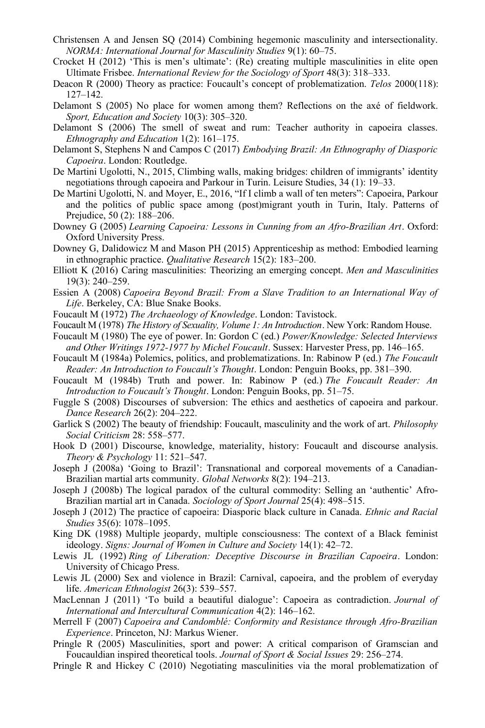Christensen A and Jensen SQ (2014) Combining hegemonic masculinity and intersectionality. *NORMA: International Journal for Masculinity Studies* 9(1): 60–75.

Crocket H (2012) 'This is men's ultimate': (Re) creating multiple masculinities in elite open Ultimate Frisbee. *International Review for the Sociology of Sport* 48(3): 318–333.

Deacon R (2000) Theory as practice: Foucault's concept of problematization. *Telos* 2000(118): 127–142.

Delamont S (2005) No place for women among them? Reflections on the axé of fieldwork. *Sport, Education and Society* 10(3): 305–320.

Delamont S (2006) The smell of sweat and rum: Teacher authority in capoeira classes. *Ethnography and Education* 1(2): 161–175.

Delamont S, Stephens N and Campos C (2017) *Embodying Brazil: An Ethnography of Diasporic Capoeira*. London: Routledge.

De Martini Ugolotti, N., 2015, Climbing walls, making bridges: children of immigrants' identity negotiations through capoeira and Parkour in Turin. Leisure Studies, 34 (1): 19–33.

De Martini Ugolotti, N. and Moyer, E., 2016, "If I climb a wall of ten meters": Capoeira, Parkour and the politics of public space among (post)migrant youth in Turin, Italy. Patterns of Prejudice, 50 (2): 188–206.

Downey G (2005) *Learning Capoeira: Lessons in Cunning from an Afro-Brazilian Art*. Oxford: Oxford University Press.

Downey G, Dalidowicz M and Mason PH (2015) Apprenticeship as method: Embodied learning in ethnographic practice. *Qualitative Research* 15(2): 183–200.

Elliott K (2016) Caring masculinities: Theorizing an emerging concept. *Men and Masculinities* 19(3): 240–259.

Essien A (2008) *Capoeira Beyond Brazil: From a Slave Tradition to an International Way of Life*. Berkeley, CA: Blue Snake Books.

Foucault M (1972) *The Archaeology of Knowledge*. London: Tavistock.

Foucault M (1978) *The History of Sexuality, Volume 1: An Introduction*. New York: Random House.

Foucault M (1980) The eye of power. In: Gordon C (ed.) *Power/Knowledge: Selected Interviews and Other Writings 1972-1977 by Michel Foucault*. Sussex: Harvester Press, pp. 146–165.

Foucault M (1984a) Polemics, politics, and problematizations. In: Rabinow P (ed.) *The Foucault Reader: An Introduction to Foucault's Thought*. London: Penguin Books, pp. 381–390.

Foucault M (1984b) Truth and power. In: Rabinow P (ed.) *The Foucault Reader: An Introduction to Foucault's Thought*. London: Penguin Books, pp. 51–75.

Fuggle S (2008) Discourses of subversion: The ethics and aesthetics of capoeira and parkour. *Dance Research* 26(2): 204–222.

Garlick S (2002) The beauty of friendship: Foucault, masculinity and the work of art. *Philosophy Social Criticism* 28: 558–577.

Hook D (2001) Discourse, knowledge, materiality, history: Foucault and discourse analysis. *Theory & Psychology* 11: 521–547.

Joseph J (2008a) 'Going to Brazil': Transnational and corporeal movements of a Canadian-Brazilian martial arts community. *Global Networks* 8(2): 194–213.

Joseph J (2008b) The logical paradox of the cultural commodity: Selling an 'authentic' Afro-Brazilian martial art in Canada. *Sociology of Sport Journal* 25(4): 498–515.

Joseph J (2012) The practice of capoeira: Diasporic black culture in Canada. *Ethnic and Racial Studies* 35(6): 1078–1095.

King DK (1988) Multiple jeopardy, multiple consciousness: The context of a Black feminist ideology. *Signs: Journal of Women in Culture and Society* 14(1): 42–72.

Lewis JL (1992) *Ring of Liberation: Deceptive Discourse in Brazilian Capoeira*. London: University of Chicago Press.

Lewis JL (2000) Sex and violence in Brazil: Carnival, capoeira, and the problem of everyday life. *American Ethnologist* 26(3): 539–557.

MacLennan J (2011) 'To build a beautiful dialogue': Capoeira as contradiction. *Journal of International and Intercultural Communication* 4(2): 146–162.

Merrell F (2007) *Capoeira and Candomblé: Conformity and Resistance through Afro-Brazilian Experience*. Princeton, NJ: Markus Wiener.

Pringle R (2005) Masculinities, sport and power: A critical comparison of Gramscian and Foucauldian inspired theoretical tools. *Journal of Sport & Social Issues* 29: 256–274.

Pringle R and Hickey C (2010) Negotiating masculinities via the moral problematization of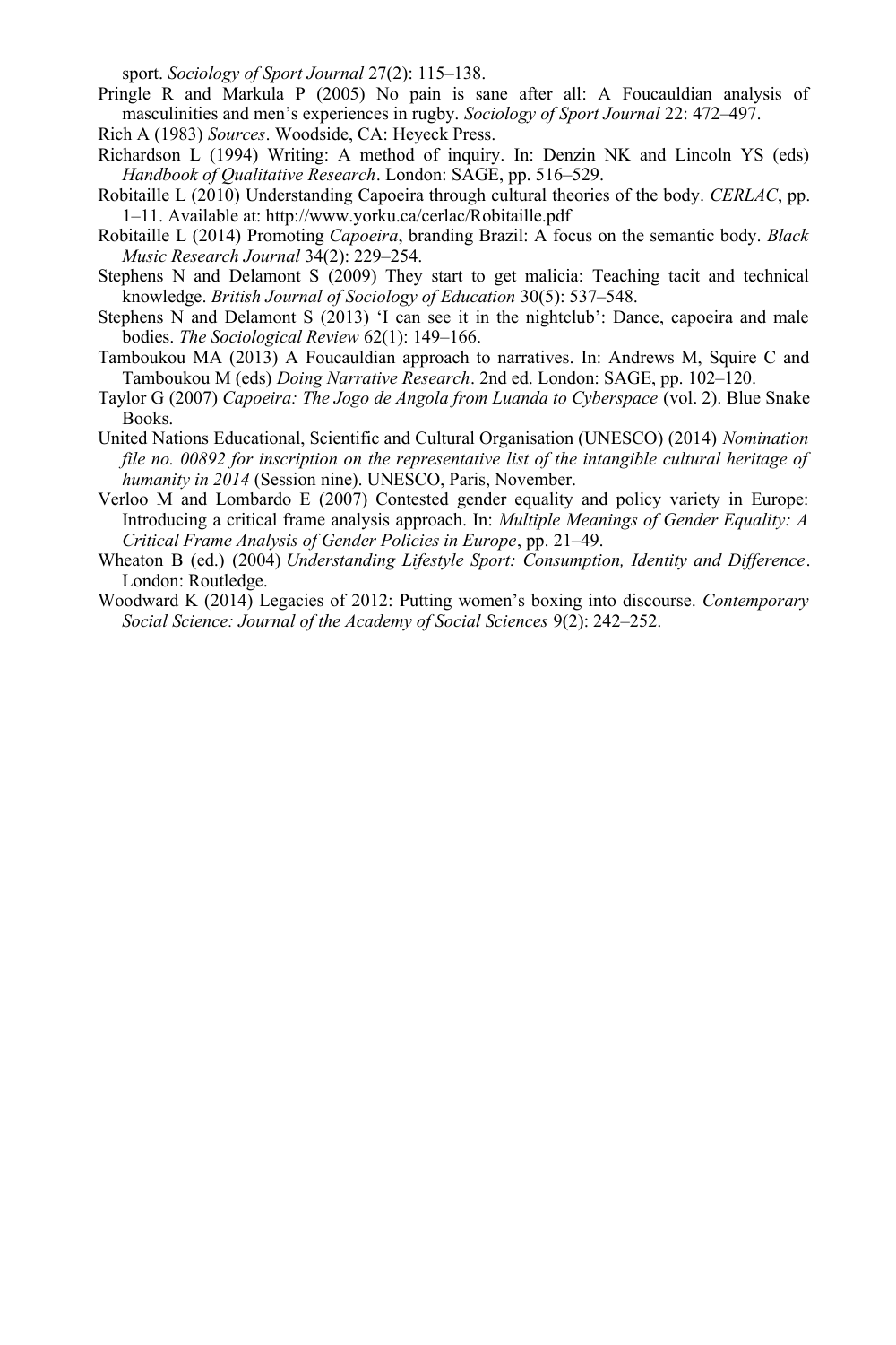sport. *Sociology of Sport Journal* 27(2): 115–138.

Pringle R and Markula P (2005) No pain is sane after all: A Foucauldian analysis of masculinities and men's experiences in rugby. *Sociology of Sport Journal* 22: 472–497.

Rich A (1983) *Sources*. Woodside, CA: Heyeck Press.

Richardson L (1994) Writing: A method of inquiry. In: Denzin NK and Lincoln YS (eds) *Handbook of Qualitative Research*. London: SAGE, pp. 516–529.

Robitaille L (2010) Understanding Capoeira through cultural theories of the body. *CERLAC*, pp. 1–11. Available at: http://www.yorku.ca/cerlac/Robitaille.pdf

Robitaille L (2014) Promoting *Capoeira*, branding Brazil: A focus on the semantic body. *Black Music Research Journal* 34(2): 229–254.

Stephens N and Delamont S (2009) They start to get malicia: Teaching tacit and technical knowledge. *British Journal of Sociology of Education* 30(5): 537–548.

Stephens N and Delamont S (2013) 'I can see it in the nightclub': Dance, capoeira and male bodies. *The Sociological Review* 62(1): 149–166.

Tamboukou MA (2013) A Foucauldian approach to narratives. In: Andrews M, Squire C and Tamboukou M (eds) *Doing Narrative Research*. 2nd ed. London: SAGE, pp. 102–120.

Taylor G (2007) *Capoeira: The Jogo de Angola from Luanda to Cyberspace* (vol. 2). Blue Snake Books.

United Nations Educational, Scientific and Cultural Organisation (UNESCO) (2014) *Nomination file no. 00892 for inscription on the representative list of the intangible cultural heritage of humanity in 2014* (Session nine). UNESCO, Paris, November.

Verloo M and Lombardo E (2007) Contested gender equality and policy variety in Europe: Introducing a critical frame analysis approach. In: *Multiple Meanings of Gender Equality: A Critical Frame Analysis of Gender Policies in Europe*, pp. 21–49.

Wheaton B (ed.) (2004) *Understanding Lifestyle Sport: Consumption, Identity and Difference*. London: Routledge.

Woodward K (2014) Legacies of 2012: Putting women's boxing into discourse. *Contemporary Social Science: Journal of the Academy of Social Sciences* 9(2): 242–252.